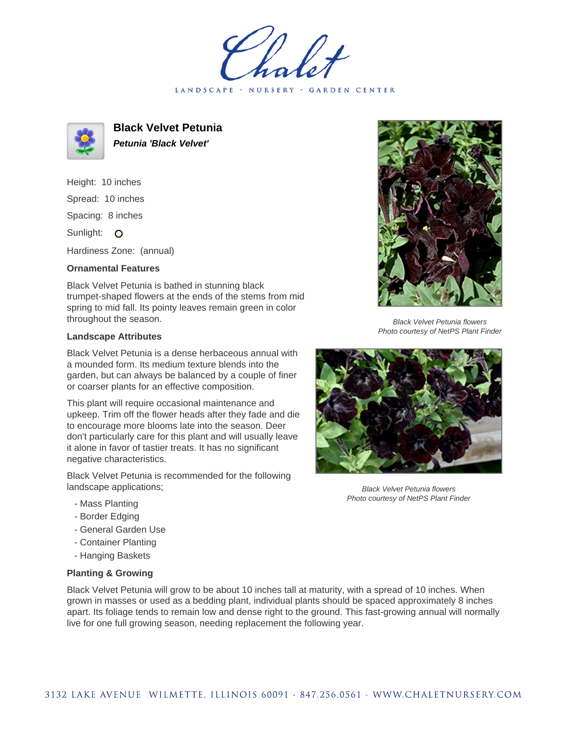# Chalet

LANDSCAPE · NURSERY · GARDEN CENTER

## Black Velvet Petunia

***Petunia 'Black Velvet'***

Height: 10 inches

Spread: 10 inches

Spacing: 8 inches

Sunlight: O

Hardiness Zone: (annual)

### Ornamental Features

Black Velvet Petunia is bathed in stunning black trumpet-shaped flowers at the ends of the stems from mid spring to mid fall. Its pointy leaves remain green in color throughout the season.

### Landscape Attributes

Black Velvet Petunia is a dense herbaceous annual with a mounded form. Its medium texture blends into the garden, but can always be balanced by a couple of finer or coarser plants for an effective composition.

This plant will require occasional maintenance and upkeep. Trim off the flower heads after they fade and die to encourage more blooms late into the season. Deer don't particularly care for this plant and will usually leave it alone in favor of tastier treats. It has no significant negative characteristics.

Black Velvet Petunia is recommended for the following landscape applications;

- Mass Planting
- Border Edging
- General Garden Use
- Container Planting
- Hanging Baskets

*Black Velvet Petunia flowers*
*Photo courtesy of NetPS Plant Finder*

*Black Velvet Petunia flowers*
*Photo courtesy of NetPS Plant Finder*

### Planting & Growing

Black Velvet Petunia will grow to be about 10 inches tall at maturity, with a spread of 10 inches. When grown in masses or used as a bedding plant, individual plants should be spaced approximately 8 inches apart. Its foliage tends to remain low and dense right to the ground. This fast-growing annual will normally live for one full growing season, needing replacement the following year.

3132 LAKE AVENUE WILMETTE, ILLINOIS 60091 · 847.256.0561 · WWW.CHALETNURSERY.COM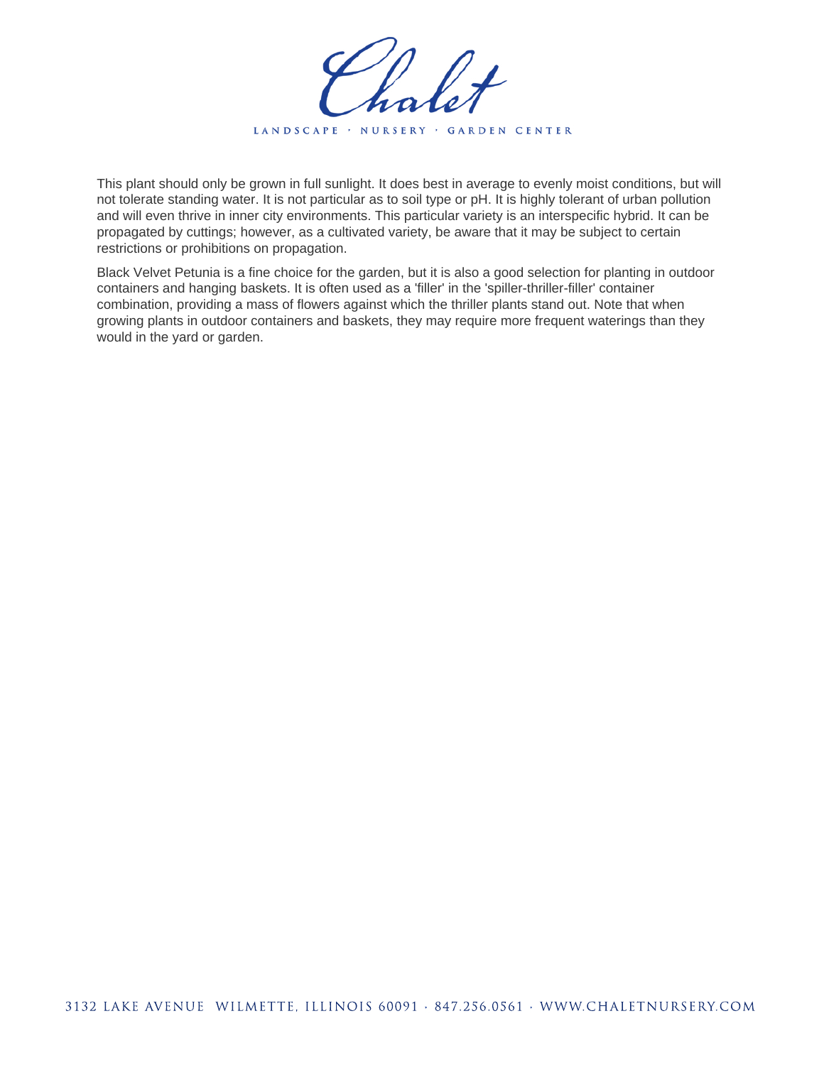This plant should only be grown in full sunlight. It does best in average to evenly moist conditions, but will not tolerate standing water. It is not particular as to soil type or pH. It is highly tolerant of urban pollution and will even thrive in inner city environments. This particular variety is an interspecific hybrid. It can be propagated by cuttings; however, as a cultivated variety, be aware that it may be subject to certain restrictions or prohibitions on propagation.

Black Velvet Petunia is a fine choice for the garden, but it is also a good selection for planting in outdoor containers and hanging baskets. It is often used as a 'filler' in the 'spiller-thriller-filler' container combination, providing a mass of flowers against which the thriller plants stand out. Note that when growing plants in outdoor containers and baskets, they may require more frequent waterings than they would in the yard or garden.